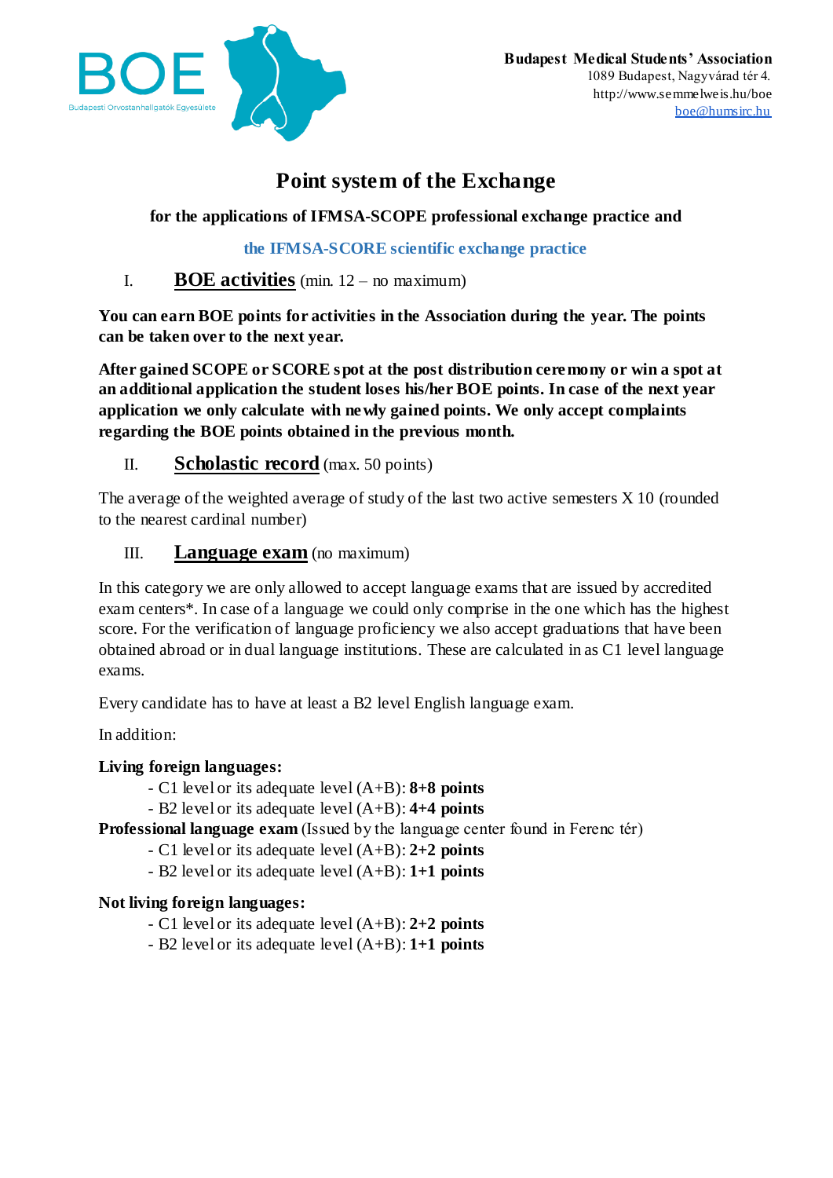BOE

Budapesti Orvostanhallgatók Egyesülete

**Budapest Medical Students' Association**
1089 Budapest, Nagyvárad tér 4.
http://www.semmelweis.hu/boe
boe@humsirc.hu

# Point system of the Exchange

**for the applications of IFMSA-SCOPE professional exchange practice and**

**the IFMSA-SCORE scientific exchange practice**

## I. BOE activities (min. 12 – no maximum)

**You can earn BOE points for activities in the Association during the year. The points can be taken over to the next year.**

**After gained SCOPE or SCORE spot at the post distribution ceremony or win a spot at an additional application the student loses his/her BOE points. In case of the next year application we only calculate with newly gained points. We only accept complaints regarding the BOE points obtained in the previous month.**

## II. Scholastic record (max. 50 points)

The average of the weighted average of study of the last two active semesters X 10 (rounded to the nearest cardinal number)

## III. Language exam (no maximum)

In this category we are only allowed to accept language exams that are issued by accredited exam centers*. In case of a language we could only comprise in the one which has the highest score. For the verification of language proficiency we also accept graduations that have been obtained abroad or in dual language institutions. These are calculated in as C1 level language exams.

Every candidate has to have at least a B2 level English language exam.

In addition:

**Living foreign languages:**

- C1 level or its adequate level (A+B): **8+8 points**
- B2 level or its adequate level (A+B): **4+4 points**

**Professional language exam** (Issued by the language center found in Ferenc tér)

- C1 level or its adequate level (A+B): **2+2 points**
- B2 level or its adequate level (A+B): **1+1 points**

**Not living foreign languages:**

- C1 level or its adequate level (A+B): **2+2 points**
- B2 level or its adequate level (A+B): **1+1 points**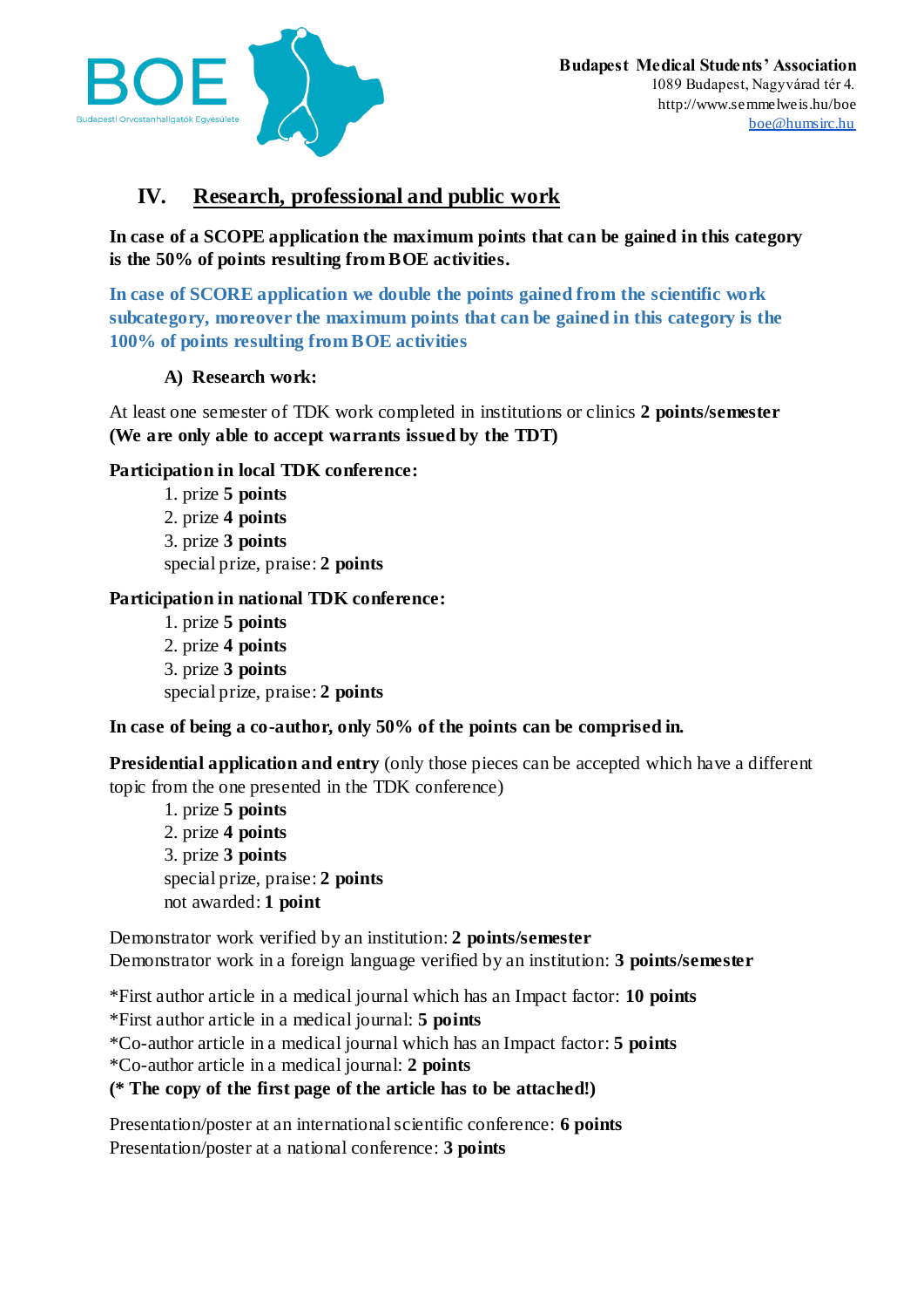## IV. Research, professional and public work

**In case of a SCOPE application the maximum points that can be gained in this category is the 50% of points resulting from BOE activities.**

**In case of SCORE application we double the points gained from the scientific work subcategory, moreover the maximum points that can be gained in this category is the 100% of points resulting from BOE activities**

### A) Research work:

At least one semester of TDK work completed in institutions or clinics **2 points/semester**
**(We are only able to accept warrants issued by the TDT)**

**Participation in local TDK conference:**

1. prize **5 points**
2. prize **4 points**
3. prize **3 points**

special prize, praise: **2 points**

**Participation in national TDK conference:**

1. prize **5 points**
2. prize **4 points**
3. prize **3 points**

special prize, praise: **2 points**

**In case of being a co-author, only 50% of the points can be comprised in.**

**Presidential application and entry** (only those pieces can be accepted which have a different topic from the one presented in the TDK conference)

1. prize **5 points**
2. prize **4 points**
3. prize **3 points**

special prize, praise: **2 points**
not awarded: **1 point**

Demonstrator work verified by an institution: **2 points/semester**
Demonstrator work in a foreign language verified by an institution: **3 points/semester**

*First author article in a medical journal which has an Impact factor: **10 points**
*First author article in a medical journal: **5 points**
*Co-author article in a medical journal which has an Impact factor: **5 points**
*Co-author article in a medical journal: **2 points**
**(* The copy of the first page of the article has to be attached!)**

Presentation/poster at an international scientific conference: **6 points**
Presentation/poster at a national conference: **3 points**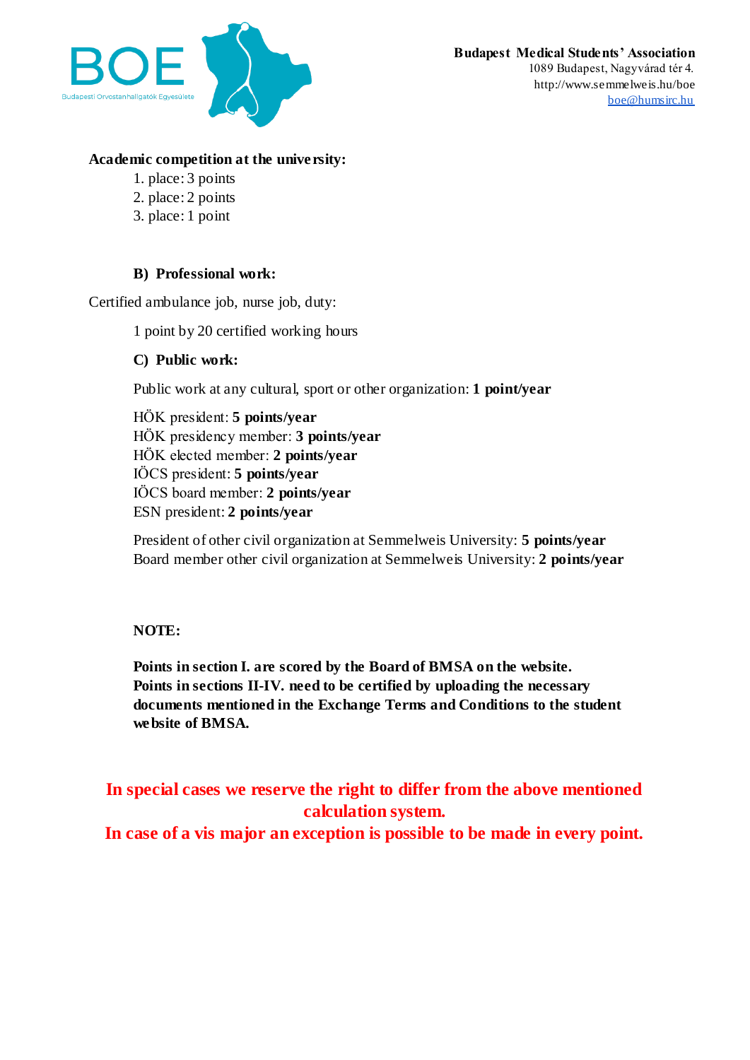**Academic competition at the university:**

1. place: 3 points
2. place: 2 points
3. place: 1 point

**B) Professional work:**

Certified ambulance job, nurse job, duty:

1 point by 20 certified working hours

**C) Public work:**

Public work at any cultural, sport or other organization: **1 point/year**

HÖK president: **5 points/year**
HÖK presidency member: **3 points/year**
HÖK elected member: **2 points/year**
IÖCS president: **5 points/year**
IÖCS board member: **2 points/year**
ESN president: **2 points/year**

President of other civil organization at Semmelweis University: **5 points/year**
Board member other civil organization at Semmelweis University: **2 points/year**

**NOTE:**

**Points in section I. are scored by the Board of BMSA on the website.**
**Points in sections II-IV. need to be certified by uploading the necessary documents mentioned in the Exchange Terms and Conditions to the student website of BMSA.**

**In special cases we reserve the right to differ from the above mentioned calculation system.**
**In case of a vis major an exception is possible to be made in every point.**